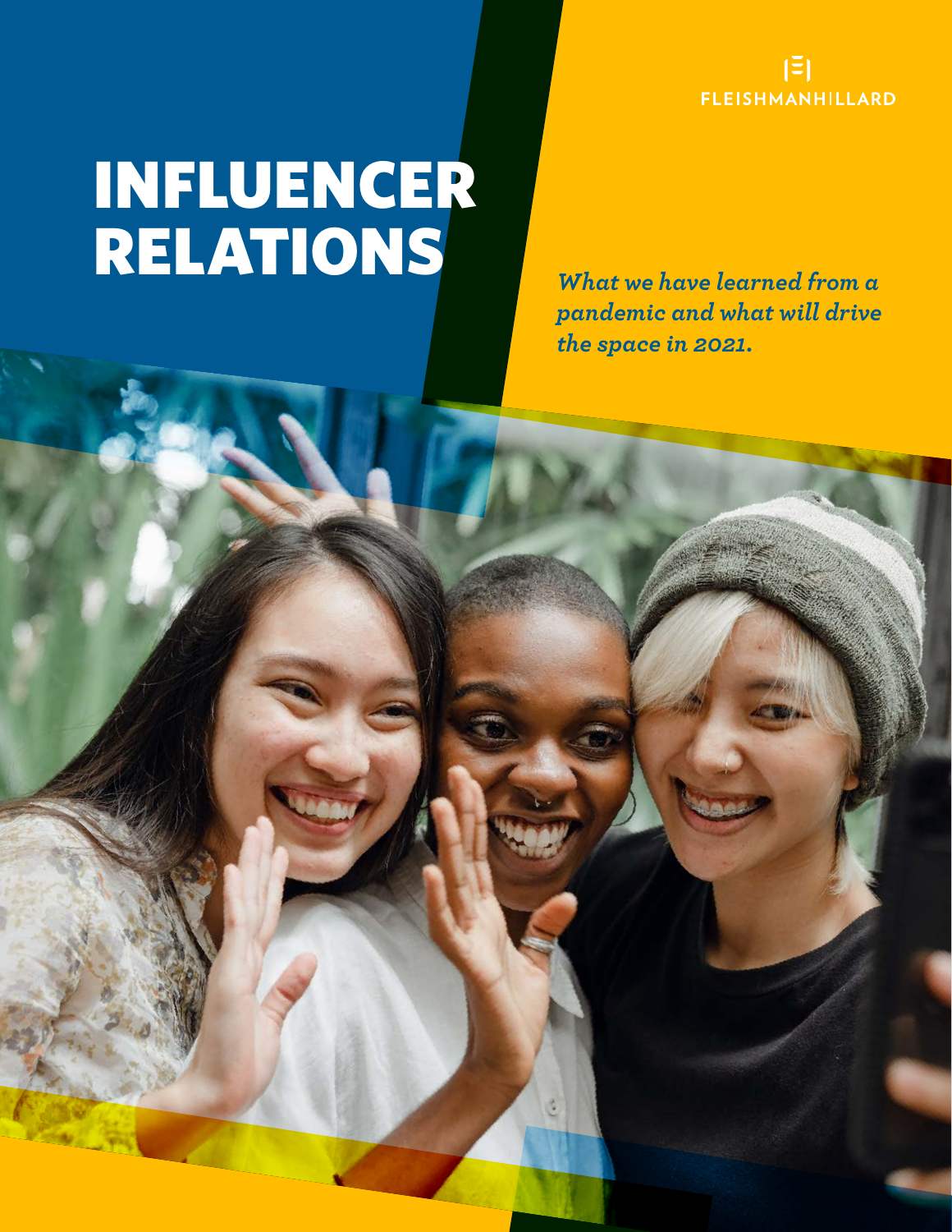FLEISHMANHILLARD

# INFLUENCER RELATIONS

***What we have learned from a pandemic and what will drive the space in 2021.***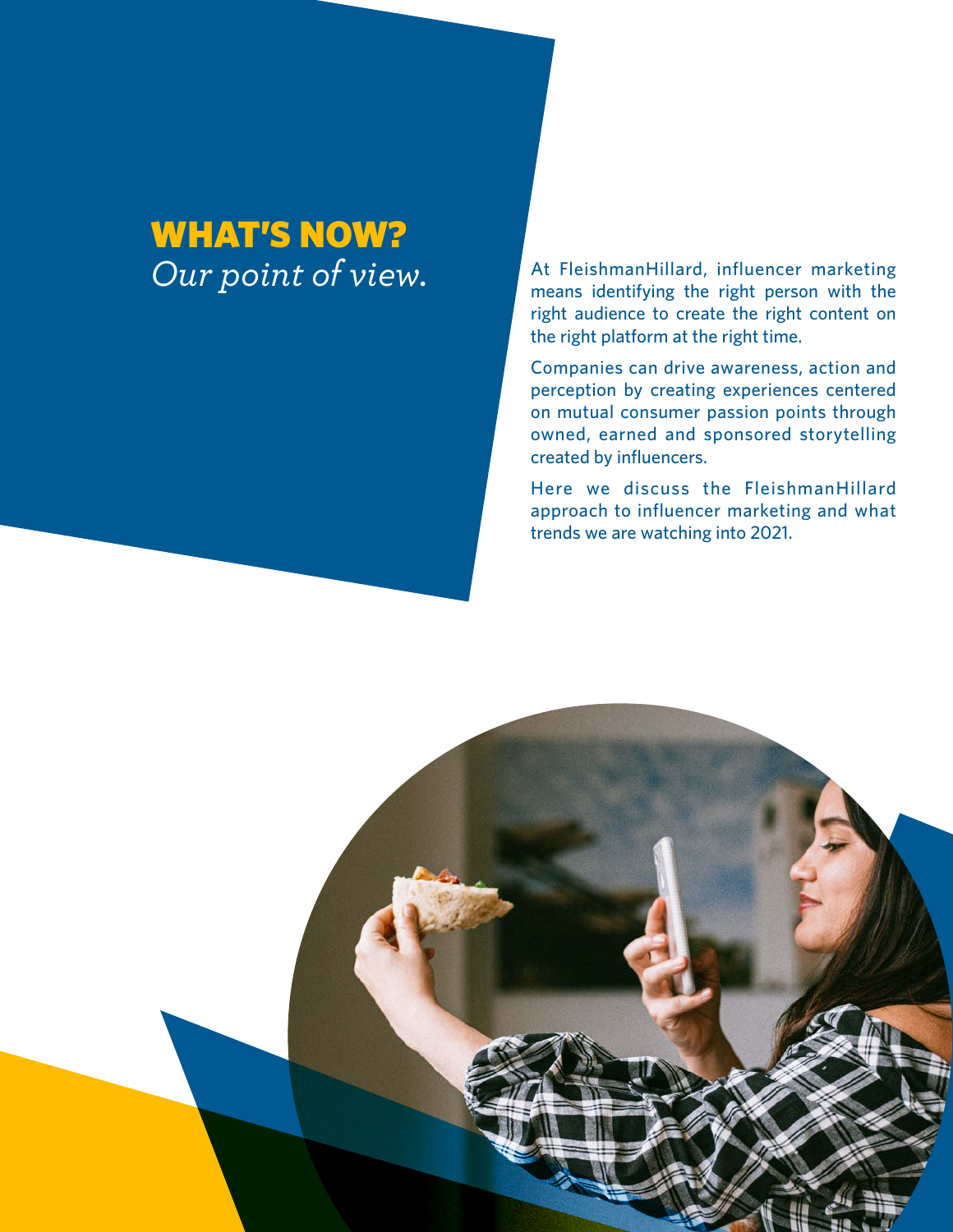# WHAT'S NOW?

*Our point of view.*

At FleishmanHillard, influencer marketing means identifying the right person with the right audience to create the right content on the right platform at the right time.

Companies can drive awareness, action and perception by creating experiences centered on mutual consumer passion points through owned, earned and sponsored storytelling created by influencers.

Here we discuss the FleishmanHillard approach to influencer marketing and what trends we are watching into 2021.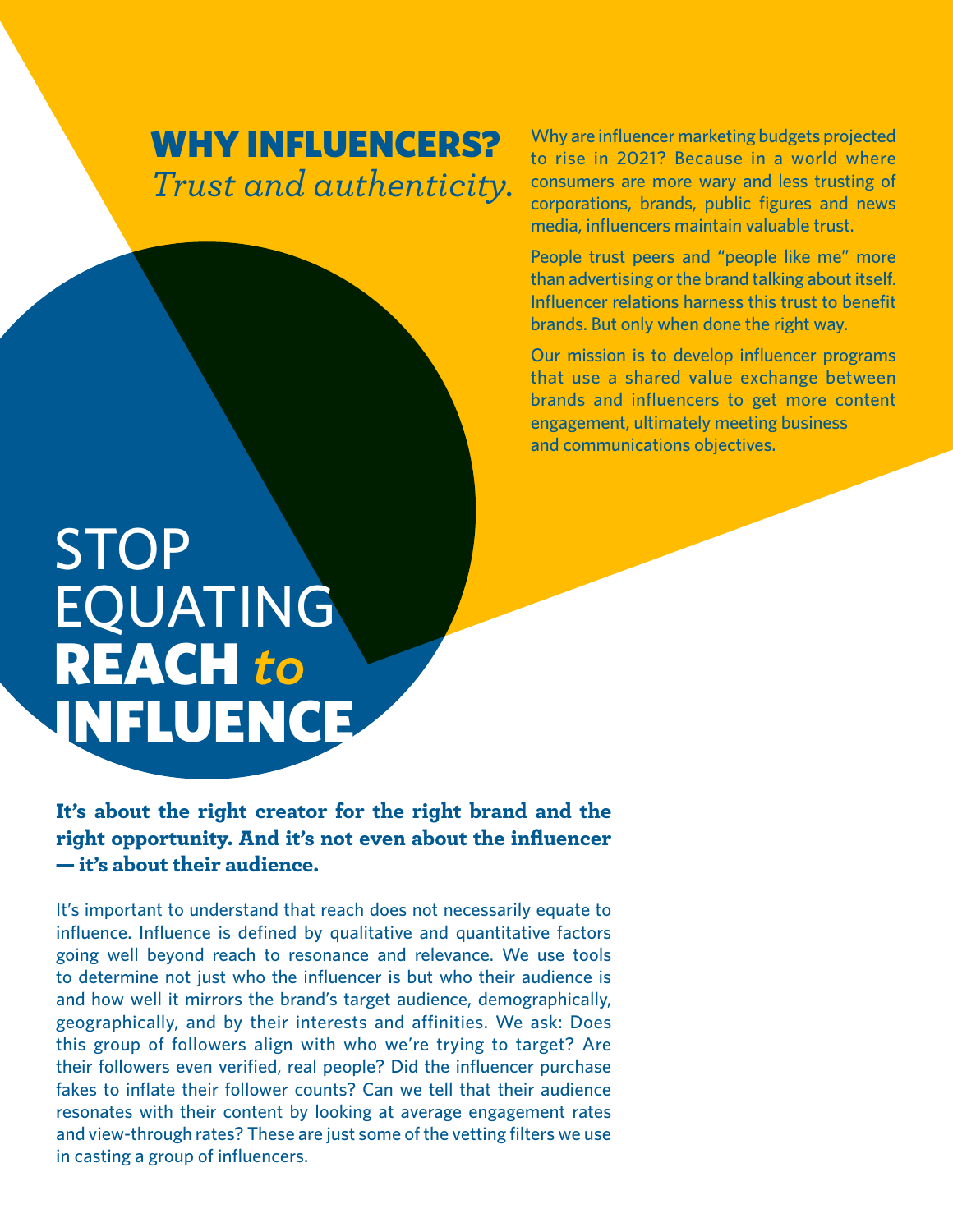## WHY INFLUENCERS?

*Trust and authenticity.*

Why are influencer marketing budgets projected to rise in 2021? Because in a world where consumers are more wary and less trusting of corporations, brands, public figures and news media, influencers maintain valuable trust.

People trust peers and "people like me" more than advertising or the brand talking about itself. Influencer relations harness this trust to benefit brands. But only when done the right way.

Our mission is to develop influencer programs that use a shared value exchange between brands and influencers to get more content engagement, ultimately meeting business and communications objectives.

# STOP EQUATING **REACH** *to* **INFLUENCE**

**It's about the right creator for the right brand and the right opportunity. And it's not even about the influencer — it's about their audience.**

It's important to understand that reach does not necessarily equate to influence. Influence is defined by qualitative and quantitative factors going well beyond reach to resonance and relevance. We use tools to determine not just who the influencer is but who their audience is and how well it mirrors the brand's target audience, demographically, geographically, and by their interests and affinities. We ask: Does this group of followers align with who we're trying to target? Are their followers even verified, real people? Did the influencer purchase fakes to inflate their follower counts? Can we tell that their audience resonates with their content by looking at average engagement rates and view-through rates? These are just some of the vetting filters we use in casting a group of influencers.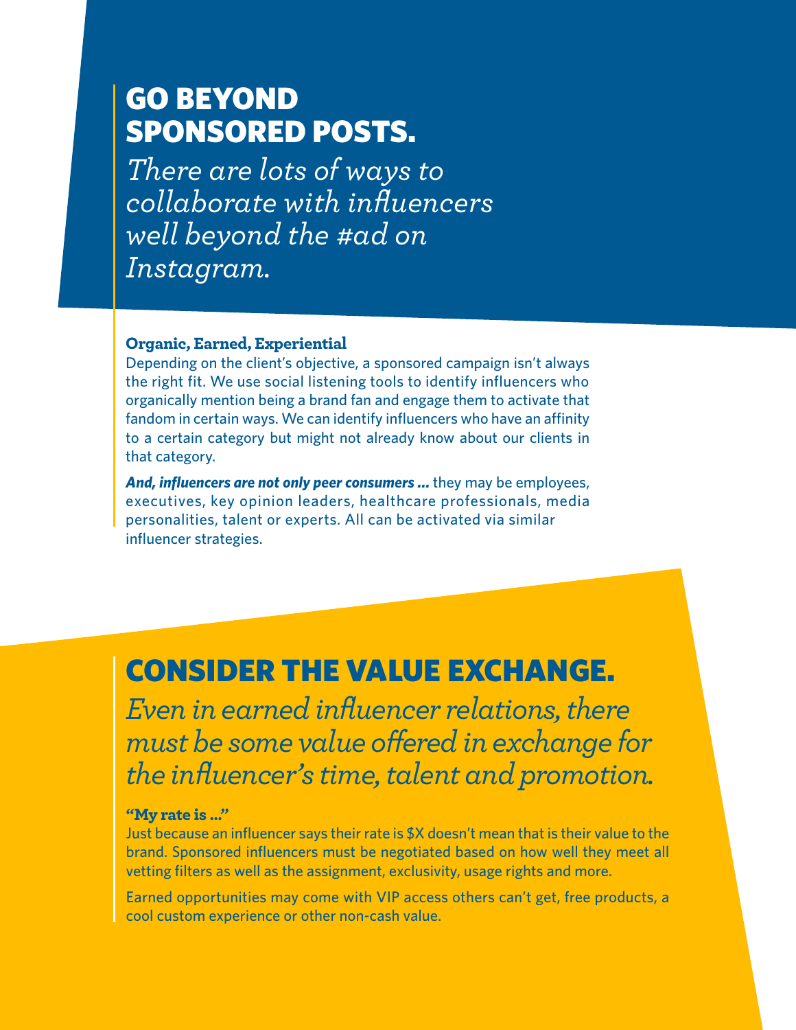# GO BEYOND SPONSORED POSTS.

*There are lots of ways to collaborate with influencers well beyond the #ad on Instagram.*

### Organic, Earned, Experiential

Depending on the client's objective, a sponsored campaign isn't always the right fit. We use social listening tools to identify influencers who organically mention being a brand fan and engage them to activate that fandom in certain ways. We can identify influencers who have an affinity to a certain category but might not already know about our clients in that category.

***And, influencers are not only peer consumers ...*** they may be employees, executives, key opinion leaders, healthcare professionals, media personalities, talent or experts. All can be activated via similar influencer strategies.

# CONSIDER THE VALUE EXCHANGE.

*Even in earned influencer relations, there must be some value offered in exchange for the influencer's time, talent and promotion.*

### "My rate is ..."

Just because an influencer says their rate is $X doesn't mean that is their value to the brand. Sponsored influencers must be negotiated based on how well they meet all vetting filters as well as the assignment, exclusivity, usage rights and more.

Earned opportunities may come with VIP access others can't get, free products, a cool custom experience or other non-cash value.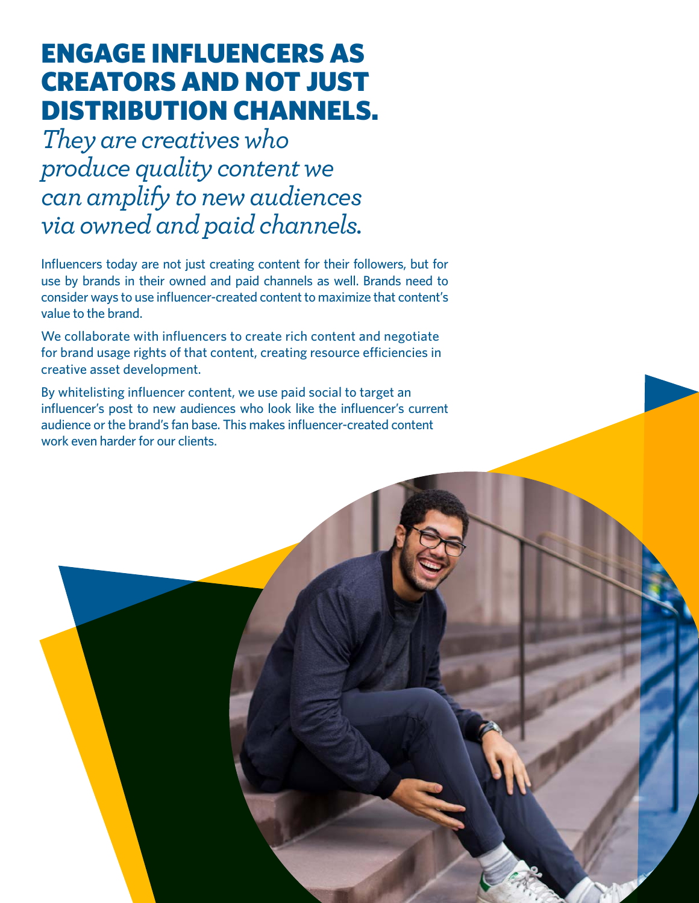# ENGAGE INFLUENCERS AS CREATORS AND NOT JUST DISTRIBUTION CHANNELS.

*They are creatives who produce quality content we can amplify to new audiences via owned and paid channels.*

Influencers today are not just creating content for their followers, but for use by brands in their owned and paid channels as well. Brands need to consider ways to use influencer-created content to maximize that content's value to the brand.

We collaborate with influencers to create rich content and negotiate for brand usage rights of that content, creating resource efficiencies in creative asset development.

By whitelisting influencer content, we use paid social to target an influencer's post to new audiences who look like the influencer's current audience or the brand's fan base. This makes influencer-created content work even harder for our clients.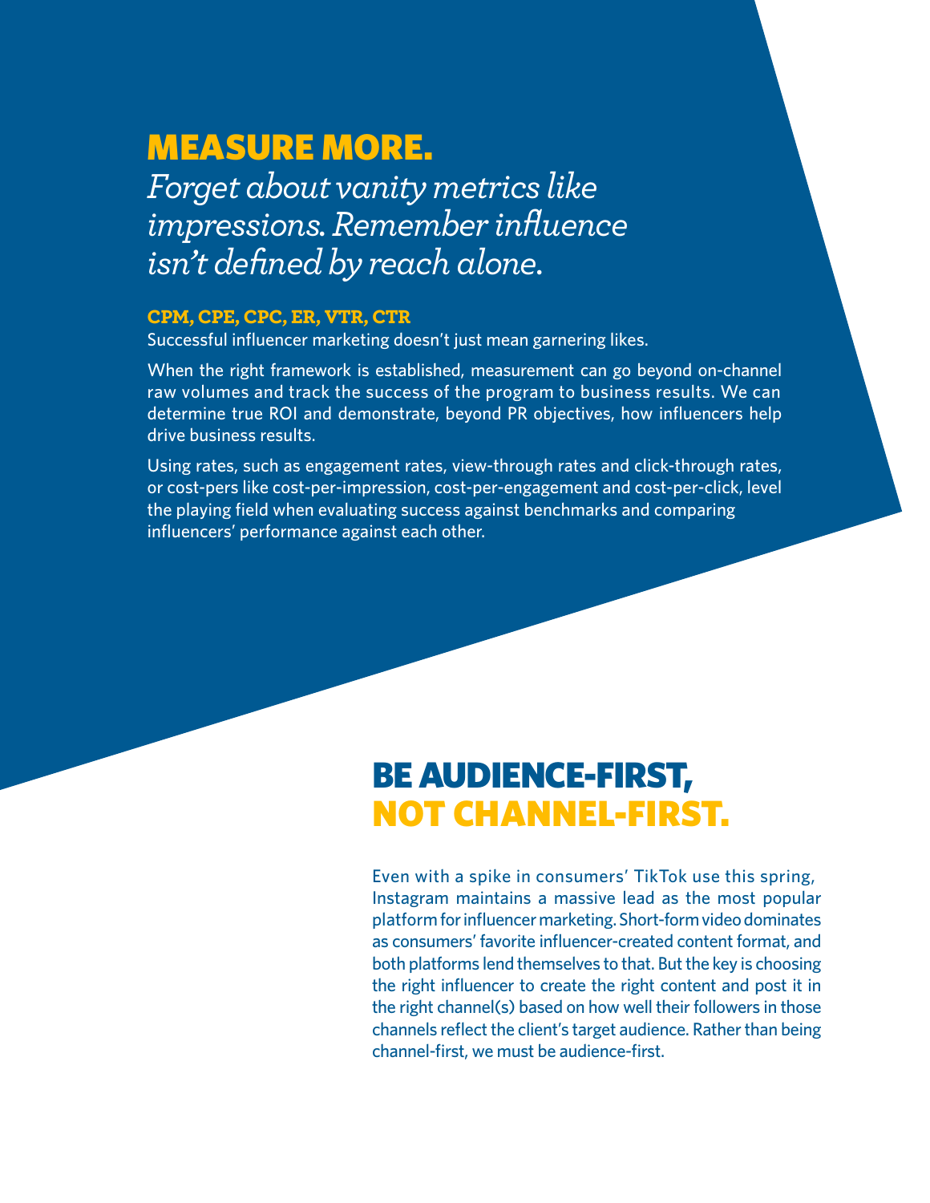## MEASURE MORE.

*Forget about vanity metrics like impressions. Remember influence isn't defined by reach alone.*

**CPM, CPE, CPC, ER, VTR, CTR**

Successful influencer marketing doesn't just mean garnering likes.

When the right framework is established, measurement can go beyond on-channel raw volumes and track the success of the program to business results. We can determine true ROI and demonstrate, beyond PR objectives, how influencers help drive business results.

Using rates, such as engagement rates, view-through rates and click-through rates, or cost-pers like cost-per-impression, cost-per-engagement and cost-per-click, level the playing field when evaluating success against benchmarks and comparing influencers' performance against each other.

## BE AUDIENCE-FIRST, NOT CHANNEL-FIRST.

Even with a spike in consumers' TikTok use this spring, Instagram maintains a massive lead as the most popular platform for influencer marketing. Short-form video dominates as consumers' favorite influencer-created content format, and both platforms lend themselves to that. But the key is choosing the right influencer to create the right content and post it in the right channel(s) based on how well their followers in those channels reflect the client's target audience. Rather than being channel-first, we must be audience-first.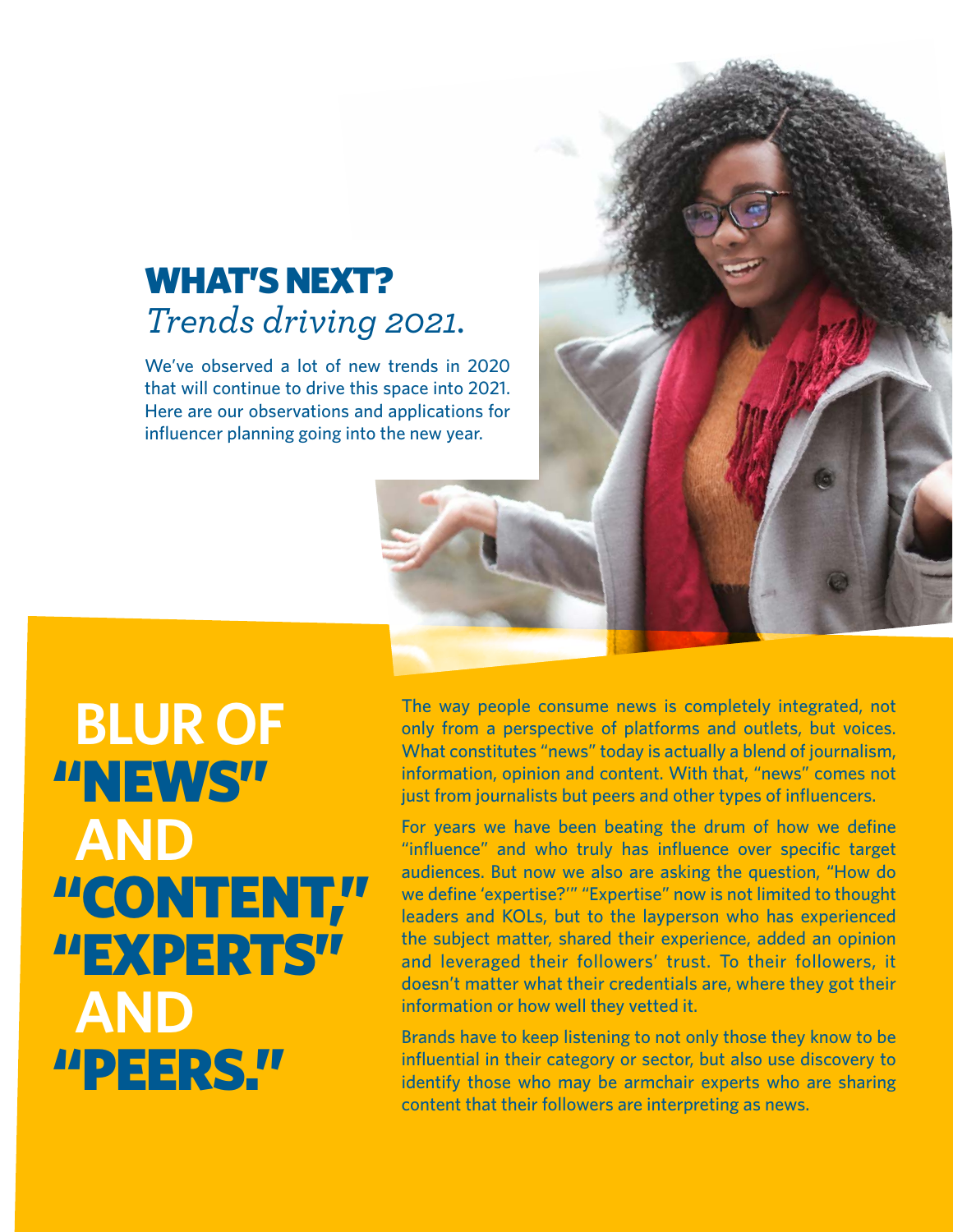# WHAT'S NEXT?

*Trends driving 2021.*

We've observed a lot of new trends in 2020 that will continue to drive this space into 2021. Here are our observations and applications for influencer planning going into the new year.

## BLUR OF "NEWS" AND "CONTENT," "EXPERTS" AND "PEERS."

The way people consume news is completely integrated, not only from a perspective of platforms and outlets, but voices. What constitutes "news" today is actually a blend of journalism, information, opinion and content. With that, "news" comes not just from journalists but peers and other types of influencers.

For years we have been beating the drum of how we define "influence" and who truly has influence over specific target audiences. But now we also are asking the question, "How do we define 'expertise?'" "Expertise" now is not limited to thought leaders and KOLs, but to the layperson who has experienced the subject matter, shared their experience, added an opinion and leveraged their followers' trust. To their followers, it doesn't matter what their credentials are, where they got their information or how well they vetted it.

Brands have to keep listening to not only those they know to be influential in their category or sector, but also use discovery to identify those who may be armchair experts who are sharing content that their followers are interpreting as news.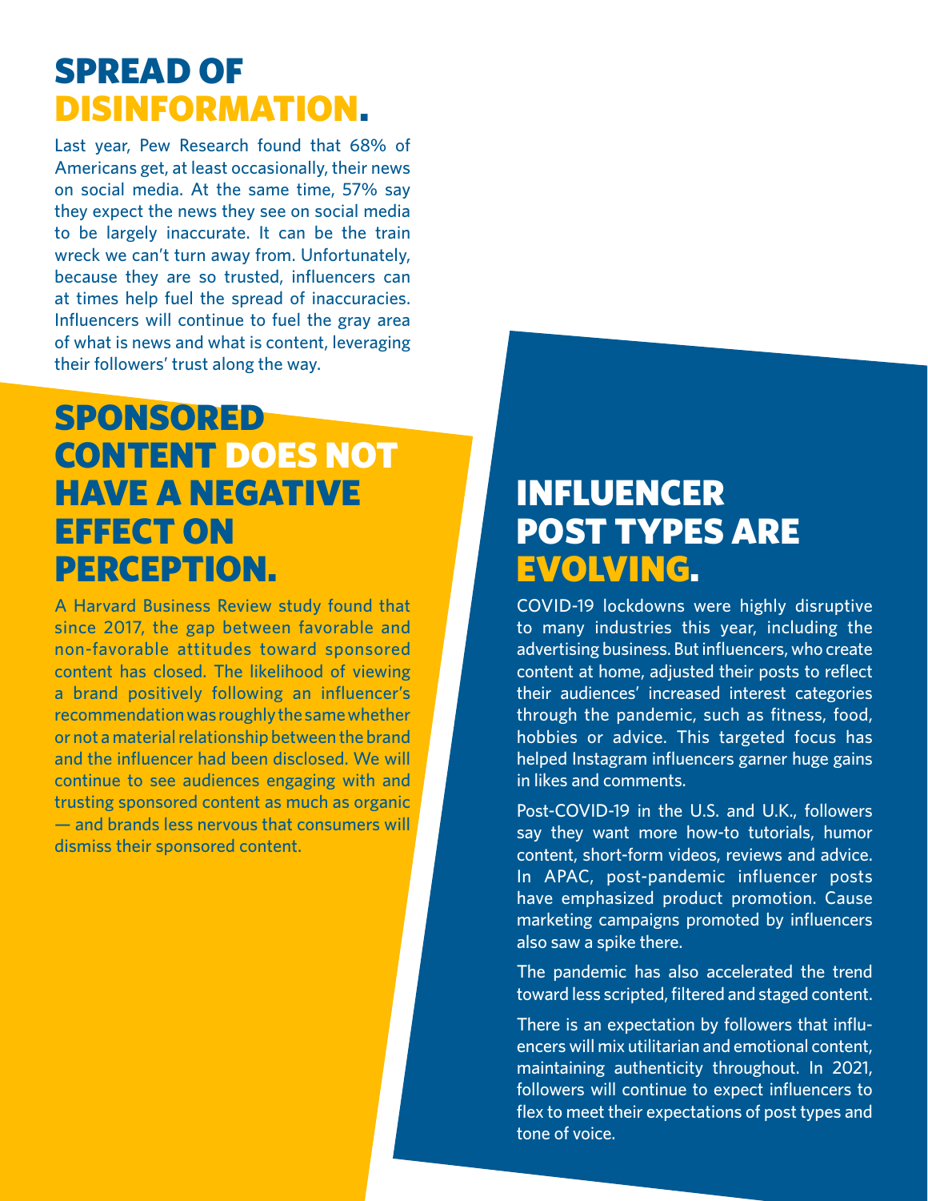## SPREAD OF DISINFORMATION.

Last year, Pew Research found that 68% of Americans get, at least occasionally, their news on social media. At the same time, 57% say they expect the news they see on social media to be largely inaccurate. It can be the train wreck we can't turn away from. Unfortunately, because they are so trusted, influencers can at times help fuel the spread of inaccuracies. Influencers will continue to fuel the gray area of what is news and what is content, leveraging their followers' trust along the way.

## SPONSORED CONTENT DOES NOT HAVE A NEGATIVE EFFECT ON PERCEPTION.

A Harvard Business Review study found that since 2017, the gap between favorable and non-favorable attitudes toward sponsored content has closed. The likelihood of viewing a brand positively following an influencer's recommendation was roughly the same whether or not a material relationship between the brand and the influencer had been disclosed. We will continue to see audiences engaging with and trusting sponsored content as much as organic — and brands less nervous that consumers will dismiss their sponsored content.

## INFLUENCER POST TYPES ARE EVOLVING.

COVID-19 lockdowns were highly disruptive to many industries this year, including the advertising business. But influencers, who create content at home, adjusted their posts to reflect their audiences' increased interest categories through the pandemic, such as fitness, food, hobbies or advice. This targeted focus has helped Instagram influencers garner huge gains in likes and comments.

Post-COVID-19 in the U.S. and U.K., followers say they want more how-to tutorials, humor content, short-form videos, reviews and advice. In APAC, post-pandemic influencer posts have emphasized product promotion. Cause marketing campaigns promoted by influencers also saw a spike there.

The pandemic has also accelerated the trend toward less scripted, filtered and staged content.

There is an expectation by followers that influencers will mix utilitarian and emotional content, maintaining authenticity throughout. In 2021, followers will continue to expect influencers to flex to meet their expectations of post types and tone of voice.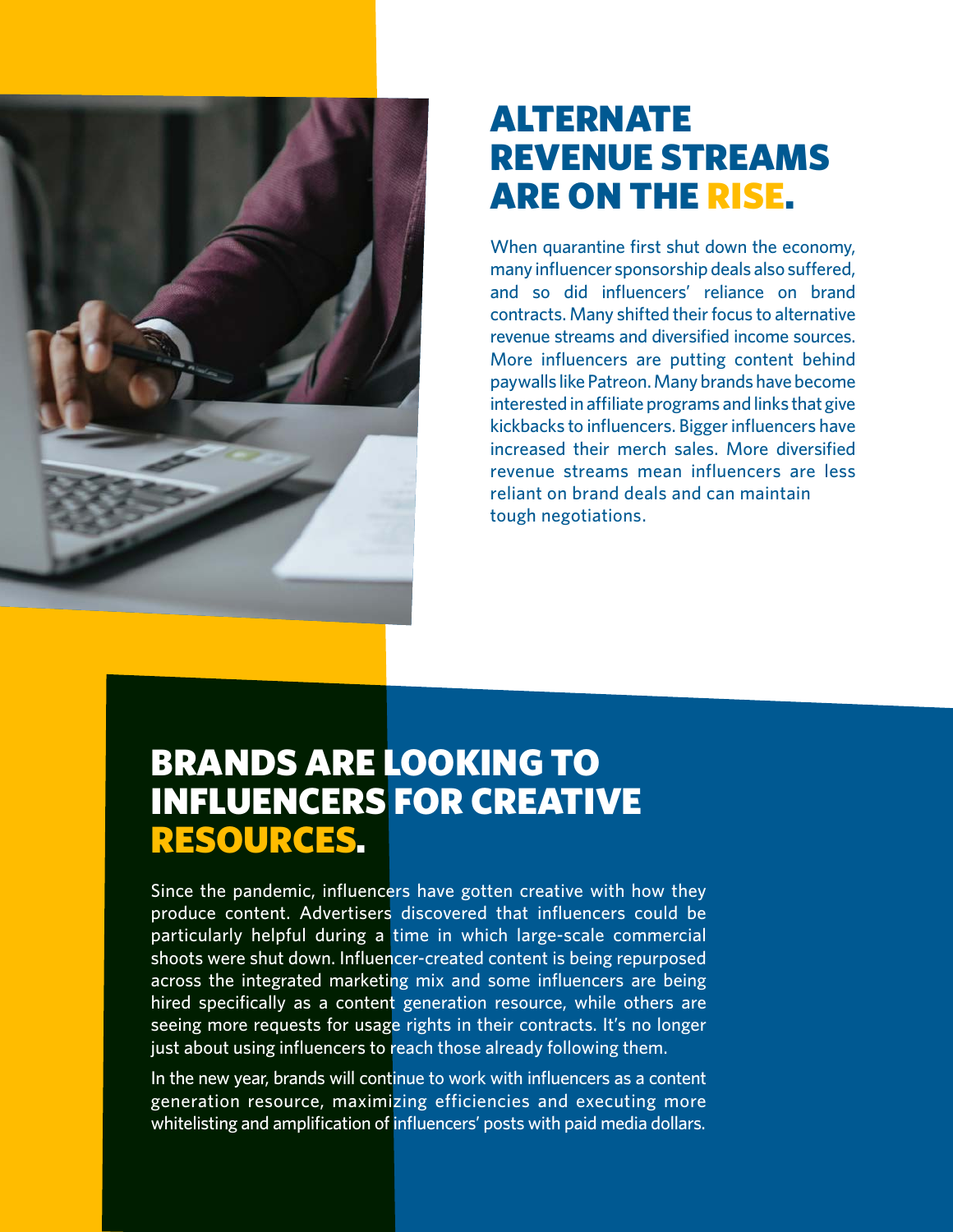# ALTERNATE REVENUE STREAMS ARE ON THE RISE.

When quarantine first shut down the economy, many influencer sponsorship deals also suffered, and so did influencers' reliance on brand contracts. Many shifted their focus to alternative revenue streams and diversified income sources. More influencers are putting content behind paywalls like Patreon. Many brands have become interested in affiliate programs and links that give kickbacks to influencers. Bigger influencers have increased their merch sales. More diversified revenue streams mean influencers are less reliant on brand deals and can maintain tough negotiations.

# BRANDS ARE LOOKING TO INFLUENCERS FOR CREATIVE RESOURCES.

Since the pandemic, influencers have gotten creative with how they produce content. Advertisers discovered that influencers could be particularly helpful during a time in which large-scale commercial shoots were shut down. Influencer-created content is being repurposed across the integrated marketing mix and some influencers are being hired specifically as a content generation resource, while others are seeing more requests for usage rights in their contracts. It's no longer just about using influencers to reach those already following them.

In the new year, brands will continue to work with influencers as a content generation resource, maximizing efficiencies and executing more whitelisting and amplification of influencers' posts with paid media dollars.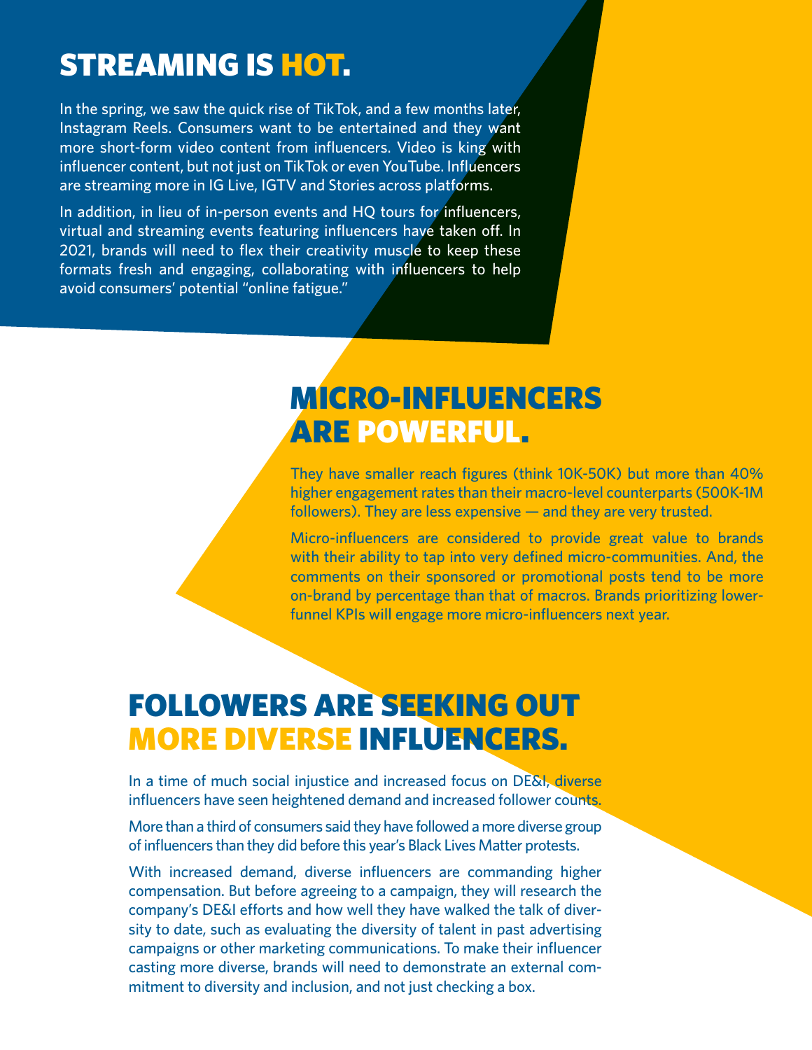## STREAMING IS HOT.

In the spring, we saw the quick rise of TikTok, and a few months later, Instagram Reels. Consumers want to be entertained and they want more short-form video content from influencers. Video is king with influencer content, but not just on TikTok or even YouTube. Influencers are streaming more in IG Live, IGTV and Stories across platforms.

In addition, in lieu of in-person events and HQ tours for influencers, virtual and streaming events featuring influencers have taken off. In 2021, brands will need to flex their creativity muscle to keep these formats fresh and engaging, collaborating with influencers to help avoid consumers' potential "online fatigue."

## MICRO-INFLUENCERS ARE POWERFUL.

They have smaller reach figures (think 10K-50K) but more than 40% higher engagement rates than their macro-level counterparts (500K-1M followers). They are less expensive — and they are very trusted.

Micro-influencers are considered to provide great value to brands with their ability to tap into very defined micro-communities. And, the comments on their sponsored or promotional posts tend to be more on-brand by percentage than that of macros. Brands prioritizing lower-funnel KPIs will engage more micro-influencers next year.

## FOLLOWERS ARE SEEKING OUT MORE DIVERSE INFLUENCERS.

In a time of much social injustice and increased focus on DE&I, diverse influencers have seen heightened demand and increased follower counts.

More than a third of consumers said they have followed a more diverse group of influencers than they did before this year's Black Lives Matter protests.

With increased demand, diverse influencers are commanding higher compensation. But before agreeing to a campaign, they will research the company's DE&I efforts and how well they have walked the talk of diversity to date, such as evaluating the diversity of talent in past advertising campaigns or other marketing communications. To make their influencer casting more diverse, brands will need to demonstrate an external commitment to diversity and inclusion, and not just checking a box.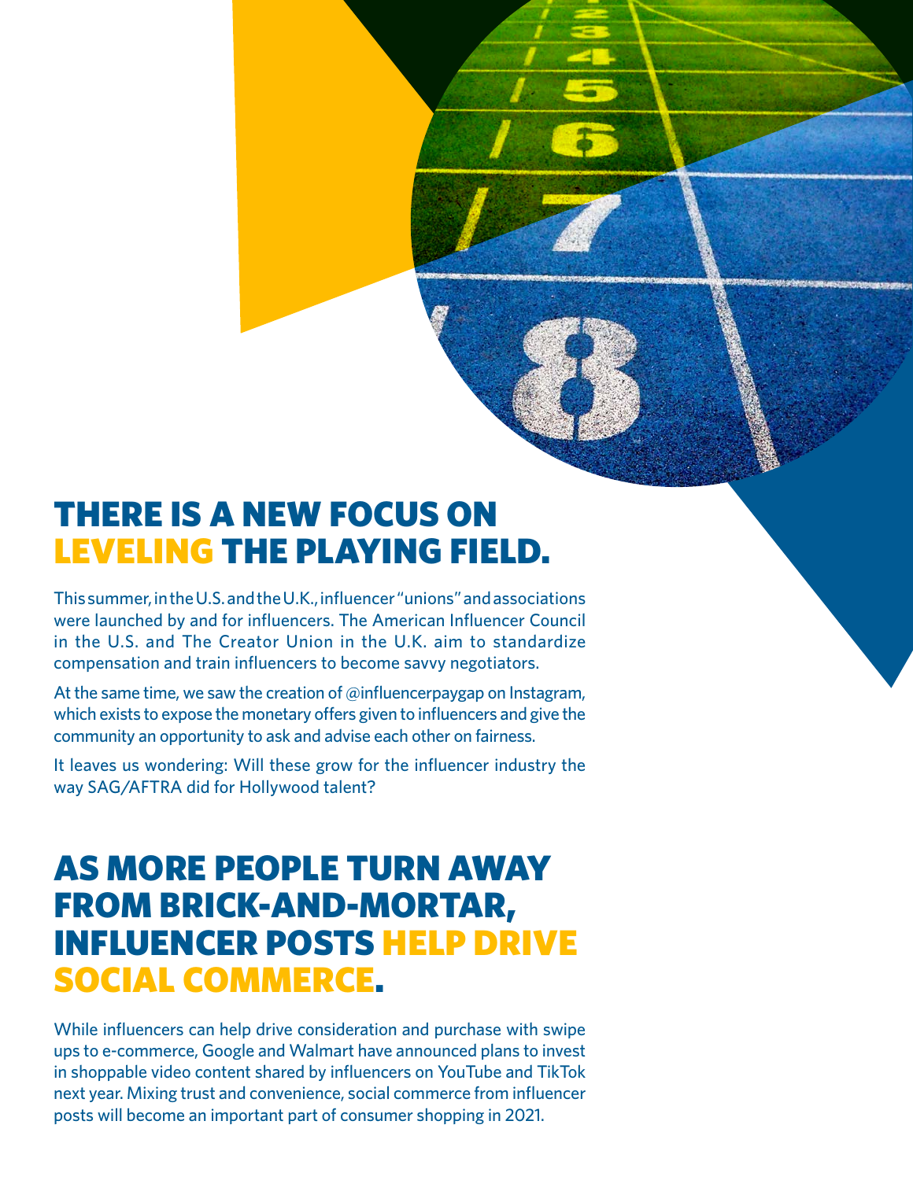## THERE IS A NEW FOCUS ON LEVELING THE PLAYING FIELD.

This summer, in the U.S. and the U.K., influencer "unions" and associations were launched by and for influencers. The American Influencer Council in the U.S. and The Creator Union in the U.K. aim to standardize compensation and train influencers to become savvy negotiators.

At the same time, we saw the creation of @influencerpaygap on Instagram, which exists to expose the monetary offers given to influencers and give the community an opportunity to ask and advise each other on fairness.

It leaves us wondering: Will these grow for the influencer industry the way SAG/AFTRA did for Hollywood talent?

## AS MORE PEOPLE TURN AWAY FROM BRICK-AND-MORTAR, INFLUENCER POSTS HELP DRIVE SOCIAL COMMERCE.

While influencers can help drive consideration and purchase with swipe ups to e-commerce, Google and Walmart have announced plans to invest in shoppable video content shared by influencers on YouTube and TikTok next year. Mixing trust and convenience, social commerce from influencer posts will become an important part of consumer shopping in 2021.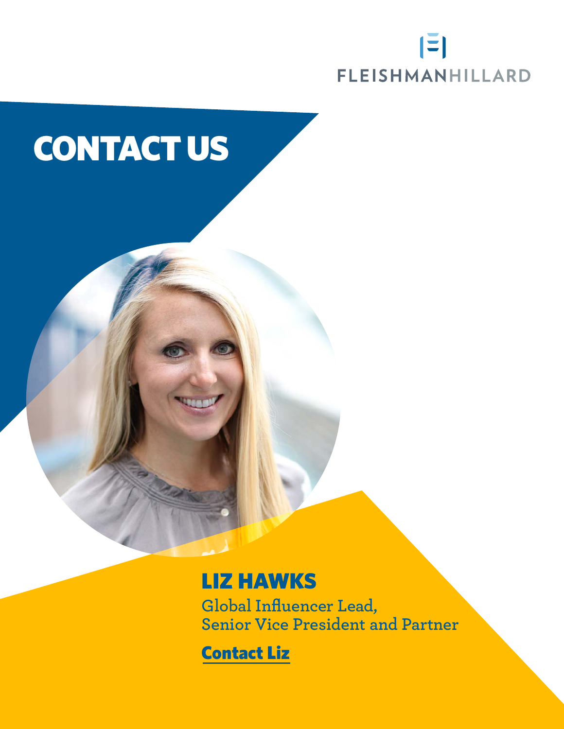FLEISHMANHILLARD

# CONTACT US

## LIZ HAWKS

Global Influencer Lead,
Senior Vice President and Partner

**Contact Liz**